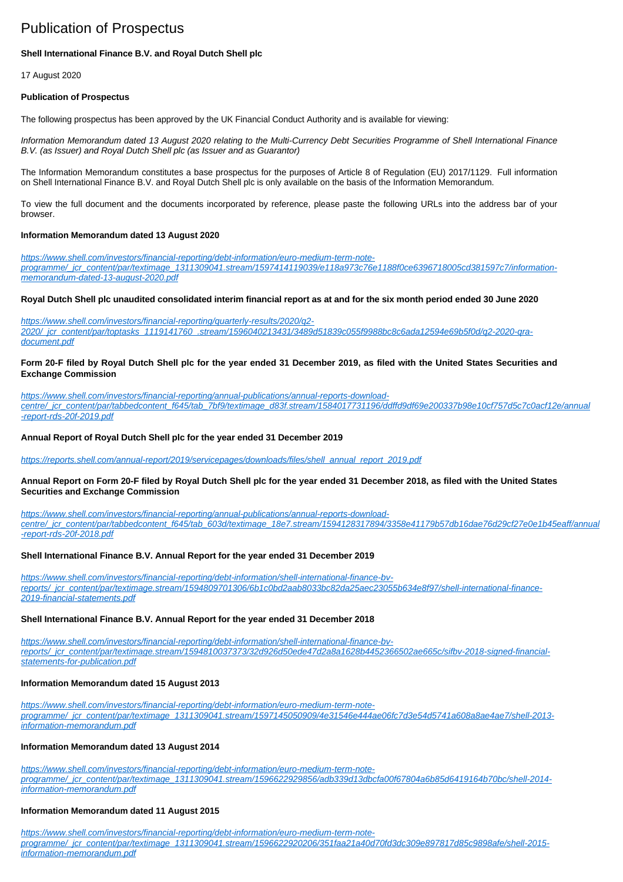# Publication of Prospectus

**Shell International Finance B.V. and Royal Dutch Shell plc**

17 August 2020

**Publication of Prospectus**

The following prospectus has been approved by the UK Financial Conduct Authority and is available for viewing:

*Information Memorandum dated 13 August 2020 relating to the Multi-Currency Debt Securities Programme of Shell International Finance B.V. (as Issuer) and Royal Dutch Shell plc (as Issuer and as Guarantor)*

The Information Memorandum constitutes a base prospectus for the purposes of Article 8 of Regulation (EU) 2017/1129. Full information on Shell International Finance B.V. and Royal Dutch Shell plc is only available on the basis of the Information Memorandum.

To view the full document and the documents incorporated by reference, please paste the following URLs into the address bar of your browser.

**Information Memorandum dated 13 August 2020**

https://www.shell.com/investors/financial-reporting/debt-information/euro-medium-term-note-programme/_jcr_content/par/textimage_1311309041.stream/1597414119039/e118a973c76e1188f0ce6396718005cd381597c7/information-memorandum-dated-13-august-2020.pdf

**Royal Dutch Shell plc unaudited consolidated interim financial report as at and for the six month period ended 30 June 2020**

https://www.shell.com/investors/financial-reporting/quarterly-results/2020/q2-2020/_jcr_content/par/toptasks_1119141760_.stream/1596040213431/3489d51839c055f9988bc8c6ada12594e69b5f0d/q2-2020-qra-document.pdf

**Form 20-F filed by Royal Dutch Shell plc for the year ended 31 December 2019, as filed with the United States Securities and Exchange Commission**

https://www.shell.com/investors/financial-reporting/annual-publications/annual-reports-download-centre/_jcr_content/par/tabbedcontent_f645/tab_7bf9/textimage_d83f.stream/1584017731196/ddffd9df69e200337b98e10cf757d5c7c0acf12e/annual-report-rds-20f-2019.pdf

**Annual Report of Royal Dutch Shell plc for the year ended 31 December 2019**

https://reports.shell.com/annual-report/2019/servicepages/downloads/files/shell_annual_report_2019.pdf

**Annual Report on Form 20-F filed by Royal Dutch Shell plc for the year ended 31 December 2018, as filed with the United States Securities and Exchange Commission**

https://www.shell.com/investors/financial-reporting/annual-publications/annual-reports-download-centre/_jcr_content/par/tabbedcontent_f645/tab_603d/textimage_18e7.stream/1594128317894/3358e41179b57db16dae76d29cf27e0e1b45eaff/annual-report-rds-20f-2018.pdf

**Shell International Finance B.V. Annual Report for the year ended 31 December 2019**

https://www.shell.com/investors/financial-reporting/debt-information/shell-international-finance-bv-reports/_jcr_content/par/textimage.stream/1594809701306/6b1c0bd2aab8033bc82da25aec23055b634e8f97/shell-international-finance-2019-financial-statements.pdf

**Shell International Finance B.V. Annual Report for the year ended 31 December 2018**

https://www.shell.com/investors/financial-reporting/debt-information/shell-international-finance-bv-reports/_jcr_content/par/textimage.stream/1594810037373/32d926d50ede47d2a8a1628b4452366502ae665c/sifbv-2018-signed-financial-statements-for-publication.pdf

**Information Memorandum dated 15 August 2013**

https://www.shell.com/investors/financial-reporting/debt-information/euro-medium-term-note-programme/_jcr_content/par/textimage_1311309041.stream/1597145050909/4e31546e444ae06fc7d3e54d5741a608a8ae4ae7/shell-2013-information-memorandum.pdf

**Information Memorandum dated 13 August 2014**

https://www.shell.com/investors/financial-reporting/debt-information/euro-medium-term-note-programme/_jcr_content/par/textimage_1311309041.stream/1596622929856/adb339d13dbcfa00f67804a6b85d6419164b70bc/shell-2014-information-memorandum.pdf

**Information Memorandum dated 11 August 2015**

https://www.shell.com/investors/financial-reporting/debt-information/euro-medium-term-note-programme/_jcr_content/par/textimage_1311309041.stream/1596622920206/351faa21a40d70fd3dc309e897817d85c9898afe/shell-2015-information-memorandum.pdf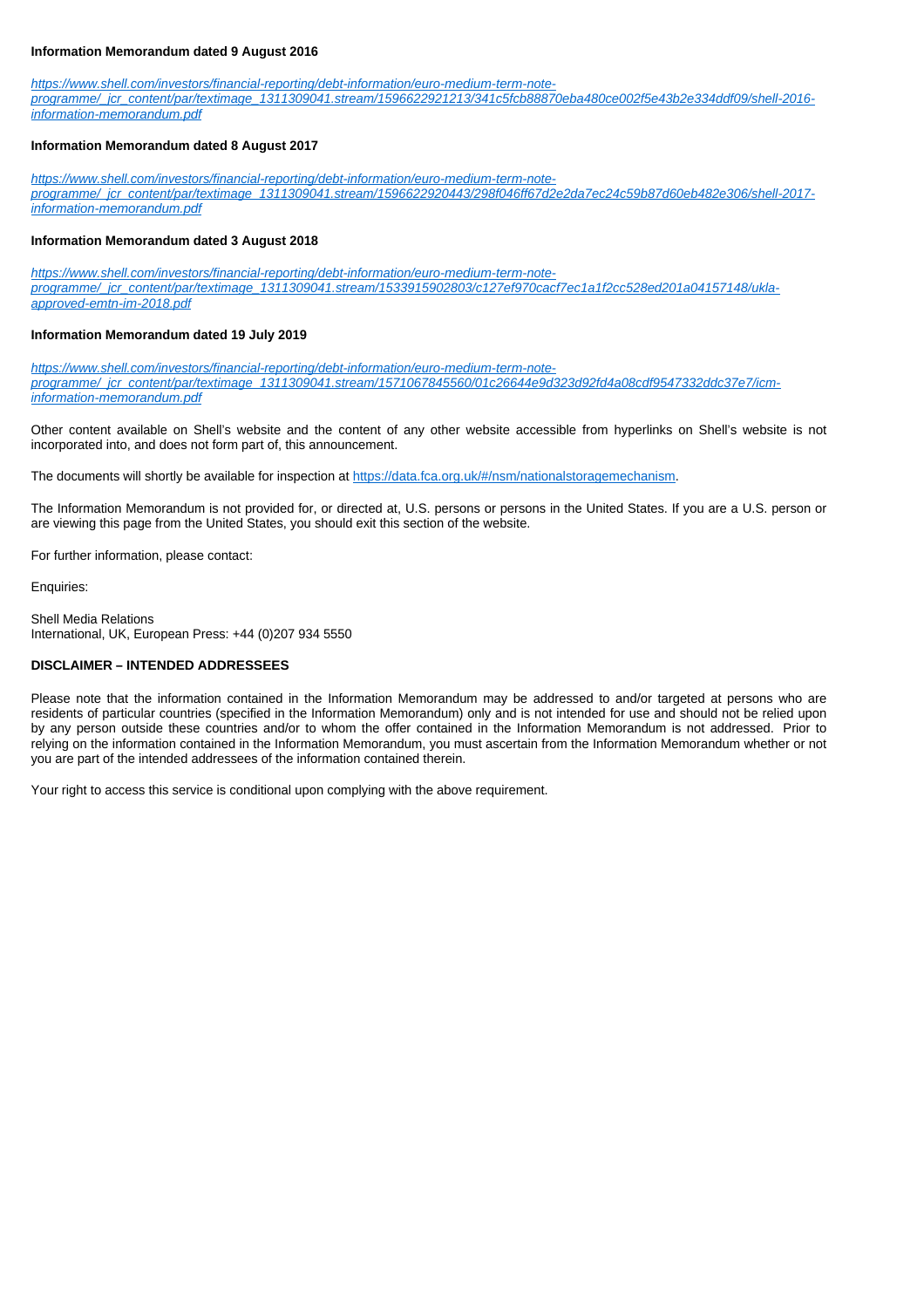**Information Memorandum dated 9 August 2016**

*https://www.shell.com/investors/financial-reporting/debt-information/euro-medium-term-note-programme/_jcr_content/par/textimage_1311309041.stream/1596622921213/341c5fcb88870eba480ce002f5e43b2e334ddf09/shell-2016-information-memorandum.pdf*

**Information Memorandum dated 8 August 2017**

*https://www.shell.com/investors/financial-reporting/debt-information/euro-medium-term-note-programme/_jcr_content/par/textimage_1311309041.stream/1596622920443/298f046ff67d2e2da7ec24c59b87d60eb482e306/shell-2017-information-memorandum.pdf*

**Information Memorandum dated 3 August 2018**

*https://www.shell.com/investors/financial-reporting/debt-information/euro-medium-term-note-programme/_jcr_content/par/textimage_1311309041.stream/1533915902803/c127ef970cacf7ec1a1f2cc528ed201a04157148/ukla-approved-emtn-im-2018.pdf*

**Information Memorandum dated 19 July 2019**

*https://www.shell.com/investors/financial-reporting/debt-information/euro-medium-term-note-programme/_jcr_content/par/textimage_1311309041.stream/1571067845560/01c26644e9d323d92fd4a08cdf9547332ddc37e7/icm-information-memorandum.pdf*

Other content available on Shell's website and the content of any other website accessible from hyperlinks on Shell's website is not incorporated into, and does not form part of, this announcement.

The documents will shortly be available for inspection at https://data.fca.org.uk/#/nsm/nationalstoragemechanism.

The Information Memorandum is not provided for, or directed at, U.S. persons or persons in the United States. If you are a U.S. person or are viewing this page from the United States, you should exit this section of the website.

For further information, please contact:

Enquiries:

Shell Media Relations
International, UK, European Press: +44 (0)207 934 5550

**DISCLAIMER – INTENDED ADDRESSEES**

Please note that the information contained in the Information Memorandum may be addressed to and/or targeted at persons who are residents of particular countries (specified in the Information Memorandum) only and is not intended for use and should not be relied upon by any person outside these countries and/or to whom the offer contained in the Information Memorandum is not addressed. Prior to relying on the information contained in the Information Memorandum, you must ascertain from the Information Memorandum whether or not you are part of the intended addressees of the information contained therein.

Your right to access this service is conditional upon complying with the above requirement.